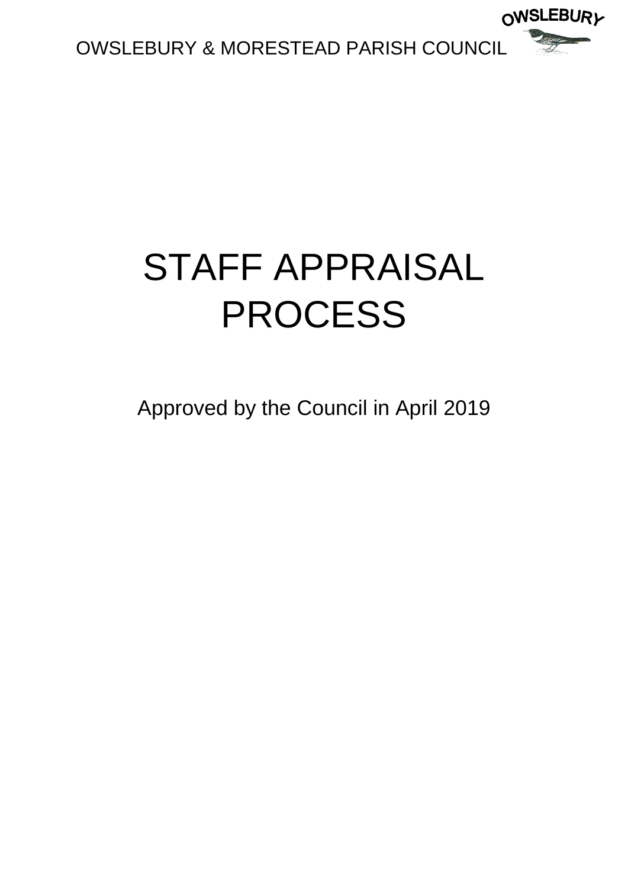OWSLEBURY & MORESTEAD PARISH COUNCIL

# STAFF APPRAISAL PROCESS

Approved by the Council in April 2019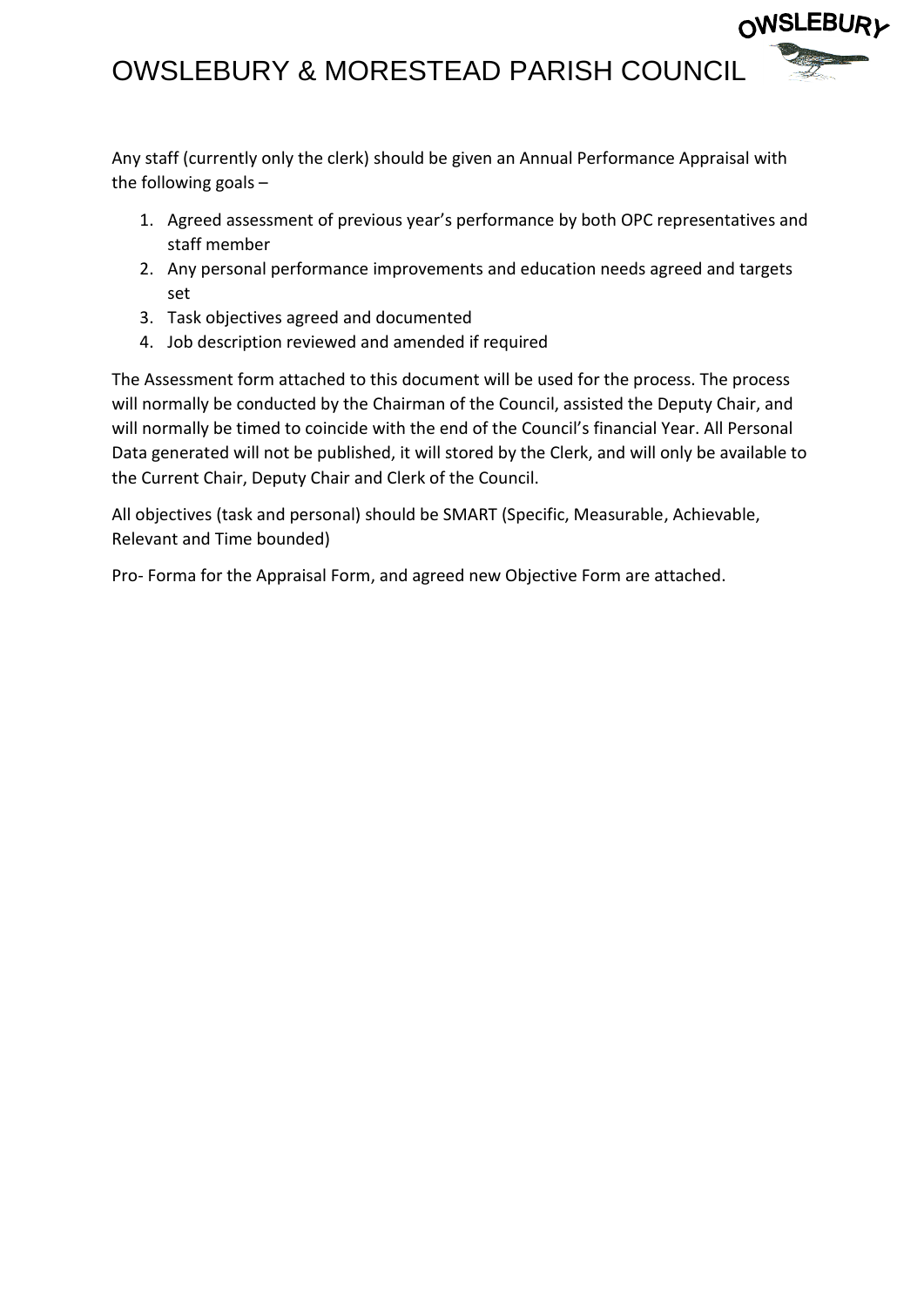# OWSLEBURY & MORESTEAD PARISH COUNCIL

Any staff (currently only the clerk) should be given an Annual Performance Appraisal with the following goals –

1. Agreed assessment of previous year's performance by both OPC representatives and staff member
2. Any personal performance improvements and education needs agreed and targets set
3. Task objectives agreed and documented
4. Job description reviewed and amended if required

The Assessment form attached to this document will be used for the process. The process will normally be conducted by the Chairman of the Council, assisted the Deputy Chair, and will normally be timed to coincide with the end of the Council's financial Year. All Personal Data generated will not be published, it will stored by the Clerk, and will only be available to the Current Chair, Deputy Chair and Clerk of the Council.

All objectives (task and personal) should be SMART (Specific, Measurable, Achievable, Relevant and Time bounded)

Pro- Forma for the Appraisal Form, and agreed new Objective Form are attached.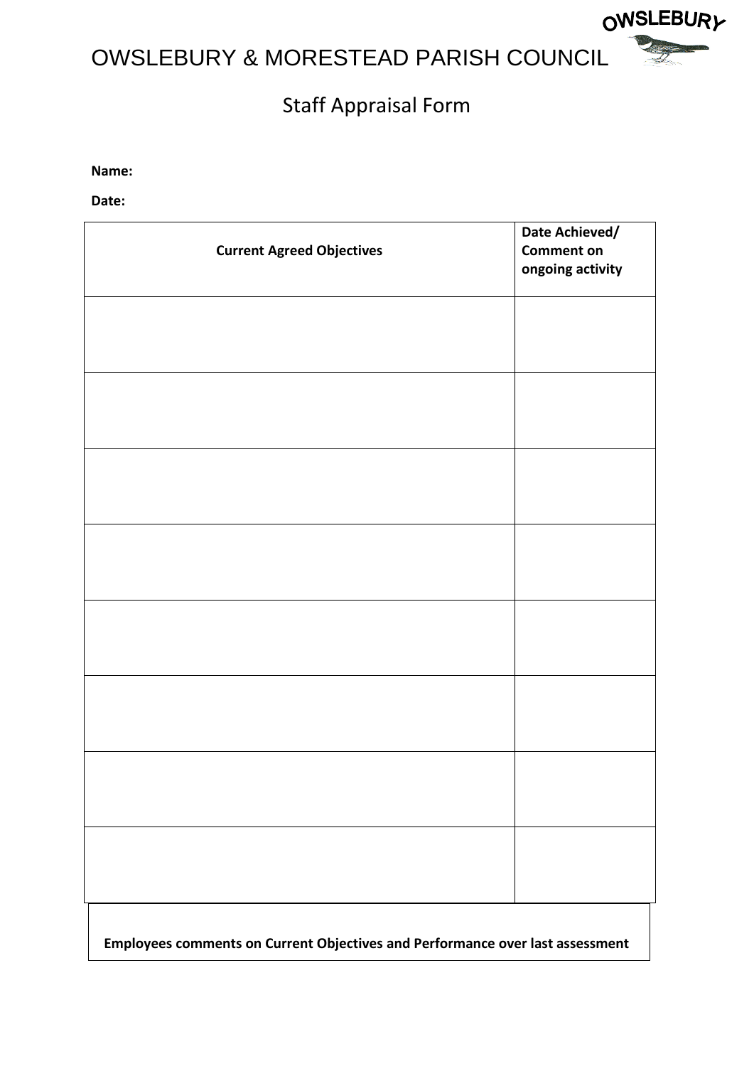OWSLEBURY & MORESTEAD PARISH COUNCIL

# Staff Appraisal Form

**Name:**

**Date:**

| **Current Agreed Objectives** | **Date Achieved/ Comment on ongoing activity** |
|---|---|
| | |
| | |
| | |
| | |
| | |
| | |
| | |
| | |

**Employees comments on Current Objectives and Performance over last assessment**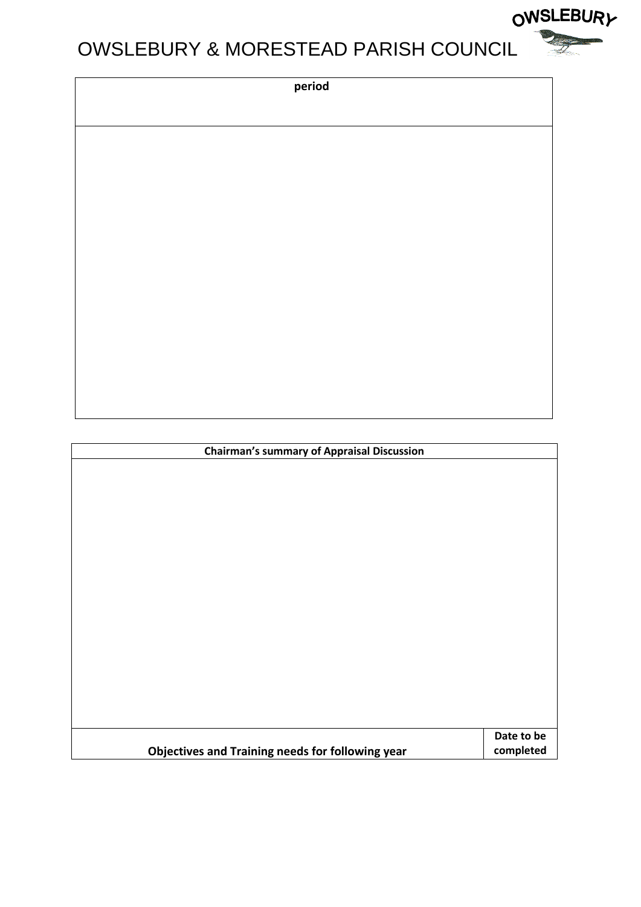# OWSLEBURY & MORESTEAD PARISH COUNCIL

| period |
| --- |
| |

| Chairman's summary of Appraisal Discussion | |
| --- | --- |
| | |
| **Objectives and Training needs for following year** | **Date to be completed** |